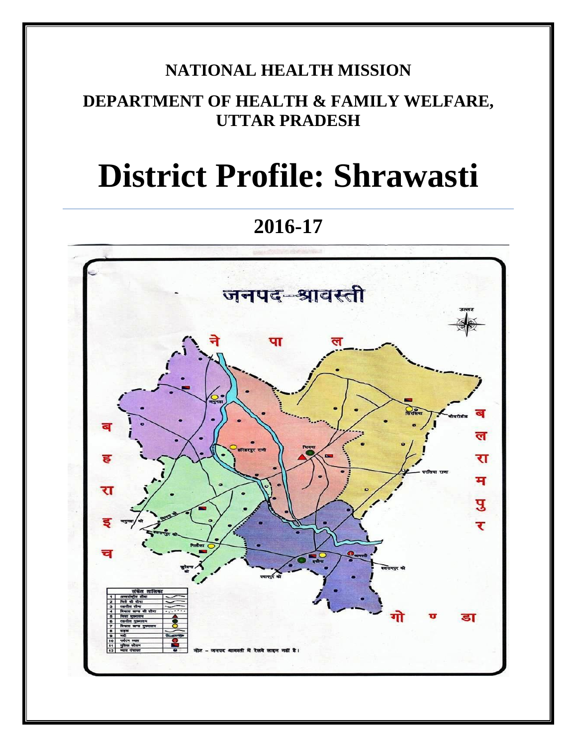**NATIONAL HEALTH MISSION**

**DEPARTMENT OF HEALTH & FAMILY WELFARE, UTTAR PRADESH**

# District Profile: Shrawasti

## 2016-17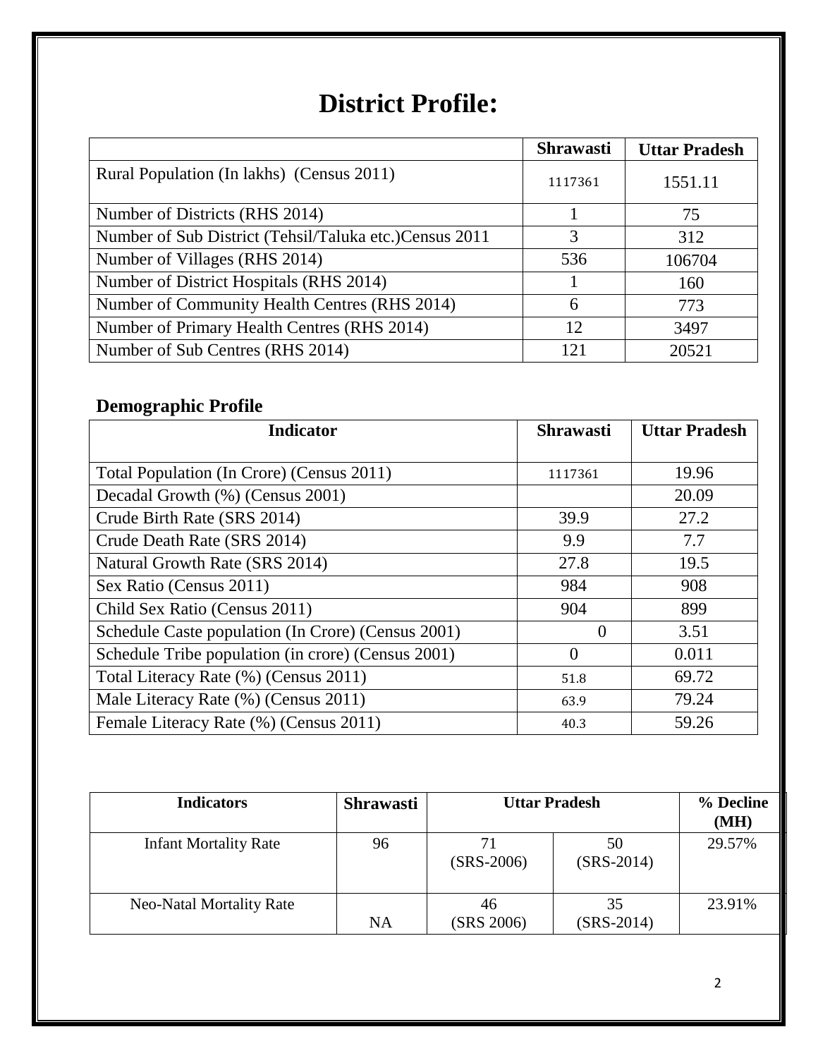# District Profile:

| | Shrawasti | Uttar Pradesh |
|---|---|---|
| Rural Population (In lakhs) (Census 2011) | 1117361 | 1551.11 |
| Number of Districts (RHS 2014) | 1 | 75 |
| Number of Sub District (Tehsil/Taluka etc.)Census 2011 | 3 | 312 |
| Number of Villages (RHS 2014) | 536 | 106704 |
| Number of District Hospitals (RHS 2014) | 1 | 160 |
| Number of Community Health Centres (RHS 2014) | 6 | 773 |
| Number of Primary Health Centres (RHS 2014) | 12 | 3497 |
| Number of Sub Centres (RHS 2014) | 121 | 20521 |

## Demographic Profile

| Indicator | Shrawasti | Uttar Pradesh |
|---|---|---|
| Total Population (In Crore) (Census 2011) | 1117361 | 19.96 |
| Decadal Growth (%) (Census 2001) | | 20.09 |
| Crude Birth Rate (SRS 2014) | 39.9 | 27.2 |
| Crude Death Rate (SRS 2014) | 9.9 | 7.7 |
| Natural Growth Rate (SRS 2014) | 27.8 | 19.5 |
| Sex Ratio (Census 2011) | 984 | 908 |
| Child Sex Ratio (Census 2011) | 904 | 899 |
| Schedule Caste population (In Crore) (Census 2001) | 0 | 3.51 |
| Schedule Tribe population (in crore) (Census 2001) | 0 | 0.011 |
| Total Literacy Rate (%) (Census 2011) | 51.8 | 69.72 |
| Male Literacy Rate (%) (Census 2011) | 63.9 | 79.24 |
| Female Literacy Rate (%) (Census 2011) | 40.3 | 59.26 |

| Indicators | Shrawasti | Uttar Pradesh | | % Decline (MH) |
|---|---|---|---|---|
| Infant Mortality Rate | 96 | 71 (SRS-2006) | 50 (SRS-2014) | 29.57% |
| Neo-Natal Mortality Rate | NA | 46 (SRS 2006) | 35 (SRS-2014) | 23.91% |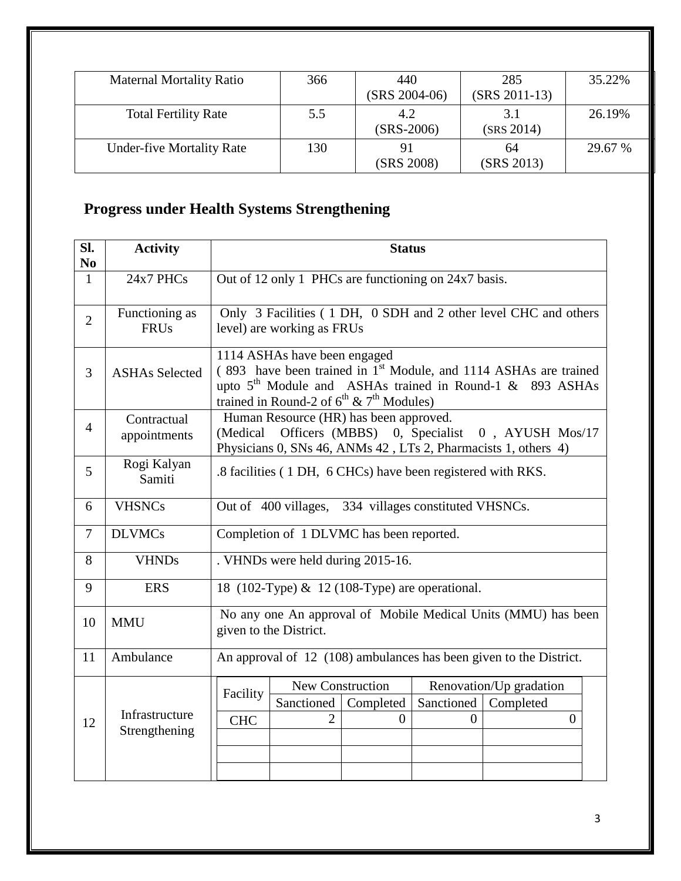| Maternal Mortality Ratio | 366 | 440 (SRS 2004-06) | 285 (SRS 2011-13) | 35.22% |
|---|---|---|---|---|
| Total Fertility Rate | 5.5 | 4.2 (SRS-2006) | 3.1 (SRS 2014) | 26.19% |
| Under-five Mortality Rate | 130 | 91 (SRS 2008) | 64 (SRS 2013) | 29.67 % |

## Progress under Health Systems Strengthening

| Sl. No | Activity | Status |
|---|---|---|
| 1 | 24x7 PHCs | Out of 12 only 1 PHCs are functioning on 24x7 basis. |
| 2 | Functioning as FRUs | Only 3 Facilities ( 1 DH, 0 SDH and 2 other level CHC and others level) are working as FRUs |
| 3 | ASHAs Selected | 1114 ASHAs have been engaged ( 893 have been trained in 1st Module, and 1114 ASHAs are trained upto 5th Module and ASHAs trained in Round-1 & 893 ASHAs trained in Round-2 of 6th & 7th Modules) |
| 4 | Contractual appointments | Human Resource (HR) has been approved. (Medical Officers (MBBS) 0, Specialist 0 , AYUSH Mos/17 Physicians 0, SNs 46, ANMs 42 , LTs 2, Pharmacists 1, others 4) |
| 5 | Rogi Kalyan Samiti | .8 facilities ( 1 DH, 6 CHCs) have been registered with RKS. |
| 6 | VHSNCs | Out of 400 villages, 334 villages constituted VHSNCs. |
| 7 | DLVMCs | Completion of 1 DLVMC has been reported. |
| 8 | VHNDs | . VHNDs were held during 2015-16. |
| 9 | ERS | 18 (102-Type) & 12 (108-Type) are operational. |
| 10 | MMU | No any one An approval of Mobile Medical Units (MMU) has been given to the District. |
| 11 | Ambulance | An approval of 12 (108) ambulances has been given to the District. |
| 12 | Infrastructure Strengthening | (see table below) |

| Facility | New Construction | | Renovation/Up gradation | |
|---|---|---|---|---|
| | Sanctioned | Completed | Sanctioned | Completed |
| CHC | 2 | 0 | 0 | 0 |
| | | | | |
| | | | | |
| | | | | |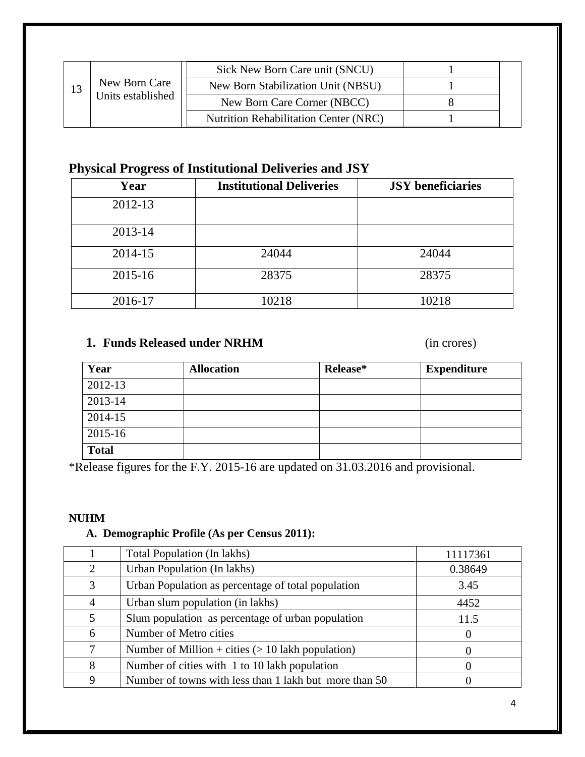| 13 | New Born Care Units established | Sick New Born Care unit (SNCU) | 1 | |
|---|---|---|---|---|
| | | New Born Stabilization Unit (NBSU) | 1 | |
| | | New Born Care Corner (NBCC) | 8 | |
| | | Nutrition Rehabilitation Center (NRC) | 1 | |

## Physical Progress of Institutional Deliveries and JSY

| Year | Institutional Deliveries | JSY beneficiaries |
|---|---|---|
| 2012-13 | | |
| 2013-14 | | |
| 2014-15 | 24044 | 24044 |
| 2015-16 | 28375 | 28375 |
| 2016-17 | 10218 | 10218 |

**1. Funds Released under NRHM** (in crores)

| Year | Allocation | Release* | Expenditure |
|---|---|---|---|
| 2012-13 | | | |
| 2013-14 | | | |
| 2014-15 | | | |
| 2015-16 | | | |
| **Total** | | | |

*Release figures for the F.Y. 2015-16 are updated on 31.03.2016 and provisional.

**NUHM**

**A. Demographic Profile (As per Census 2011):**

| | | |
|---|---|---|
| 1 | Total Population (In lakhs) | 11117361 |
| 2 | Urban Population (In lakhs) | 0.38649 |
| 3 | Urban Population as percentage of total population | 3.45 |
| 4 | Urban slum population (in lakhs) | 4452 |
| 5 | Slum population as percentage of urban population | 11.5 |
| 6 | Number of Metro cities | 0 |
| 7 | Number of Million + cities (> 10 lakh population) | 0 |
| 8 | Number of cities with 1 to 10 lakh population | 0 |
| 9 | Number of towns with less than 1 lakh but more than 50 | 0 |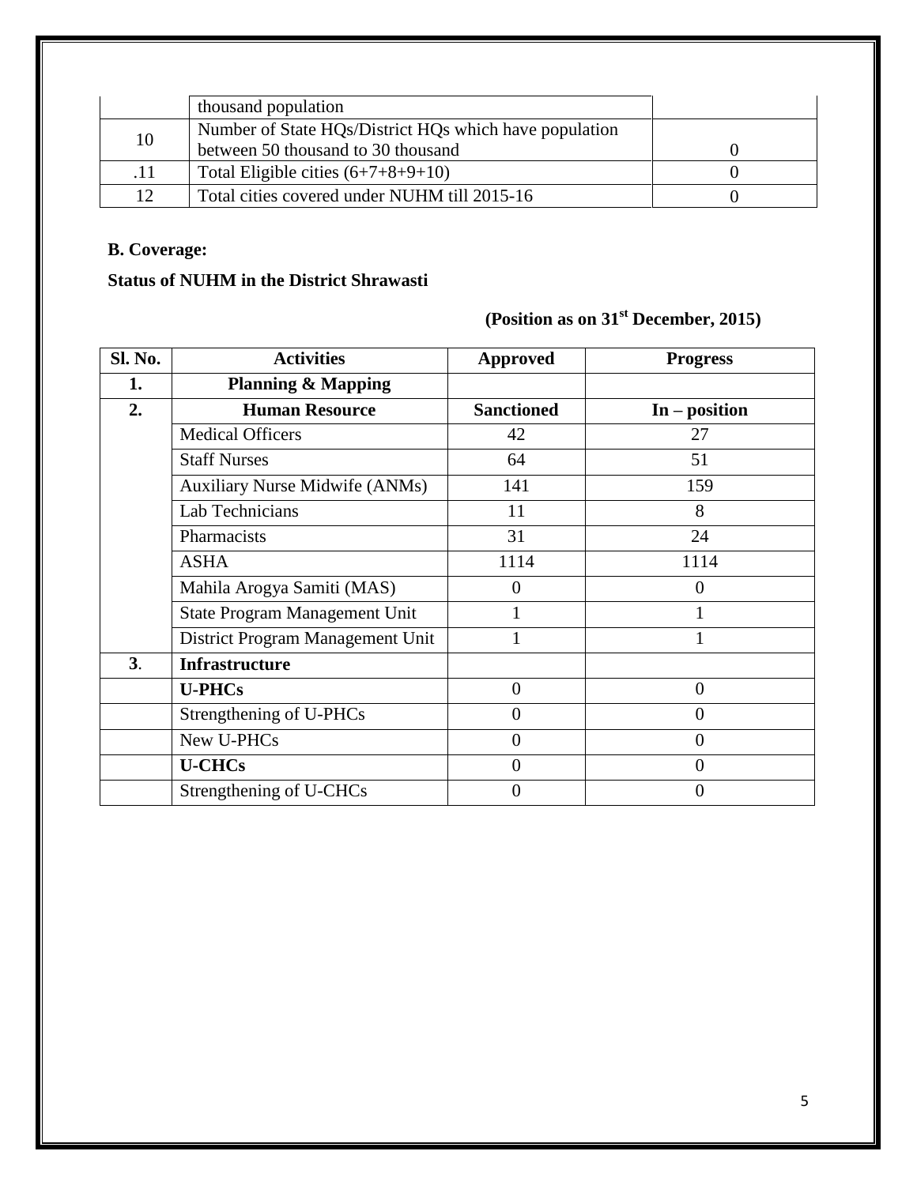| | | |
|---|---|---|
| | thousand population | |
| 10 | Number of State HQs/District HQs which have population between 50 thousand to 30 thousand | 0 |
| .11 | Total Eligible cities (6+7+8+9+10) | 0 |
| 12 | Total cities covered under NUHM till 2015-16 | 0 |

**B. Coverage:**

**Status of NUHM in the District Shrawasti**

**(Position as on 31st December, 2015)**

| Sl. No. | Activities | Approved | Progress |
|---|---|---|---|
| **1.** | **Planning & Mapping** | | |
| **2.** | **Human Resource** | **Sanctioned** | **In – position** |
| | Medical Officers | 42 | 27 |
| | Staff Nurses | 64 | 51 |
| | Auxiliary Nurse Midwife (ANMs) | 141 | 159 |
| | Lab Technicians | 11 | 8 |
| | Pharmacists | 31 | 24 |
| | ASHA | 1114 | 1114 |
| | Mahila Arogya Samiti (MAS) | 0 | 0 |
| | State Program Management Unit | 1 | 1 |
| | District Program Management Unit | 1 | 1 |
| **3.** | **Infrastructure** | | |
| | **U-PHCs** | 0 | 0 |
| | Strengthening of U-PHCs | 0 | 0 |
| | New U-PHCs | 0 | 0 |
| | **U-CHCs** | 0 | 0 |
| | Strengthening of U-CHCs | 0 | 0 |